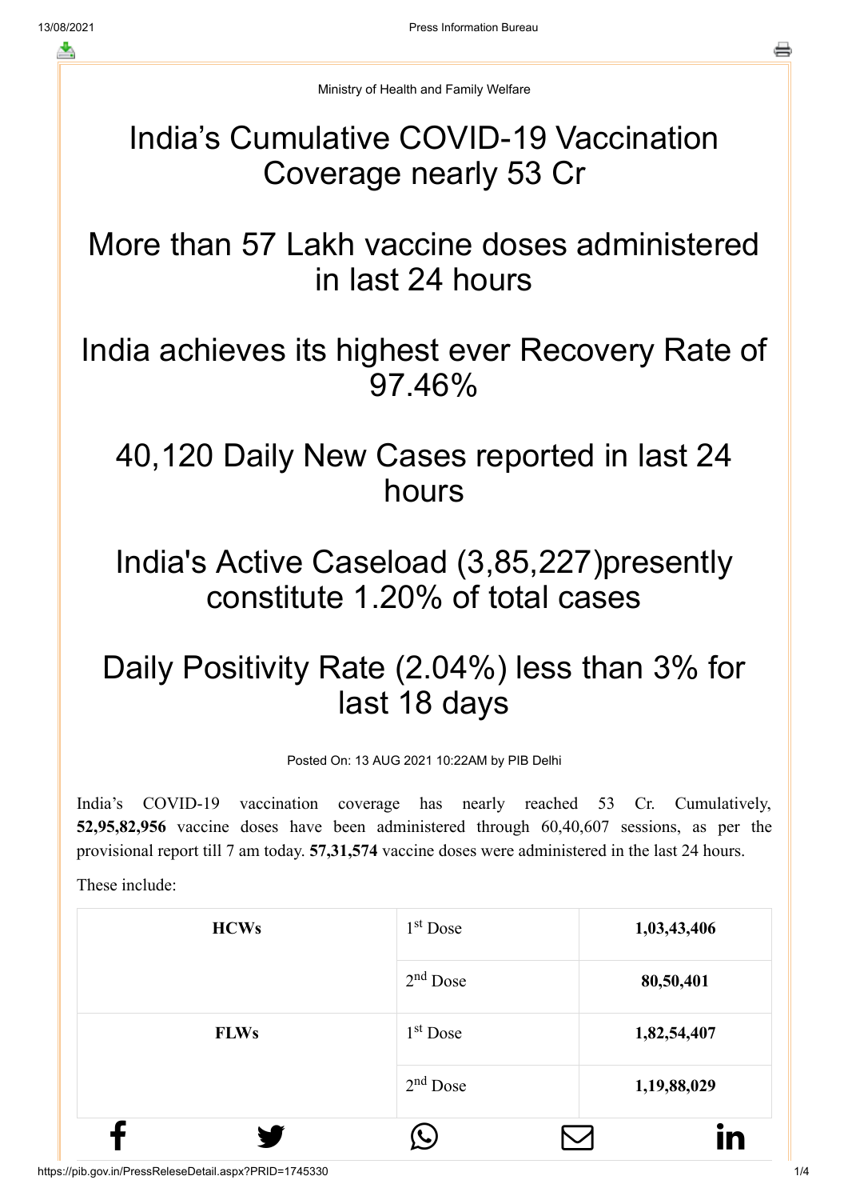Ministry of Health and Family Welfare

# India's Cumulative COVID-19 Vaccination Coverage nearly 53 Cr

# More than 57 Lakh vaccine doses administered in last 24 hours

# India achieves its highest ever Recovery Rate of 97.46%

# 40,120 Daily New Cases reported in last 24 hours

# India's Active Caseload (3,85,227)presently constitute 1.20% of total cases

# Daily Positivity Rate (2.04%) less than 3% for last 18 days

Posted On: 13 AUG 2021 10:22AM by PIB Delhi

India's COVID-19 vaccination coverage has nearly reached 53 Cr. Cumulatively, **52,95,82,956** vaccine doses have been administered through 60,40,607 sessions, as per the provisional report till 7 am today. **57,31,574** vaccine doses were administered in the last 24 hours.

These include:

| | | |
|---|---|---|
| **HCWs** | 1st Dose | **1,03,43,406** |
| | 2nd Dose | **80,50,401** |
| **FLWs** | 1st Dose | **1,82,54,407** |
| | 2nd Dose | **1,19,88,029** |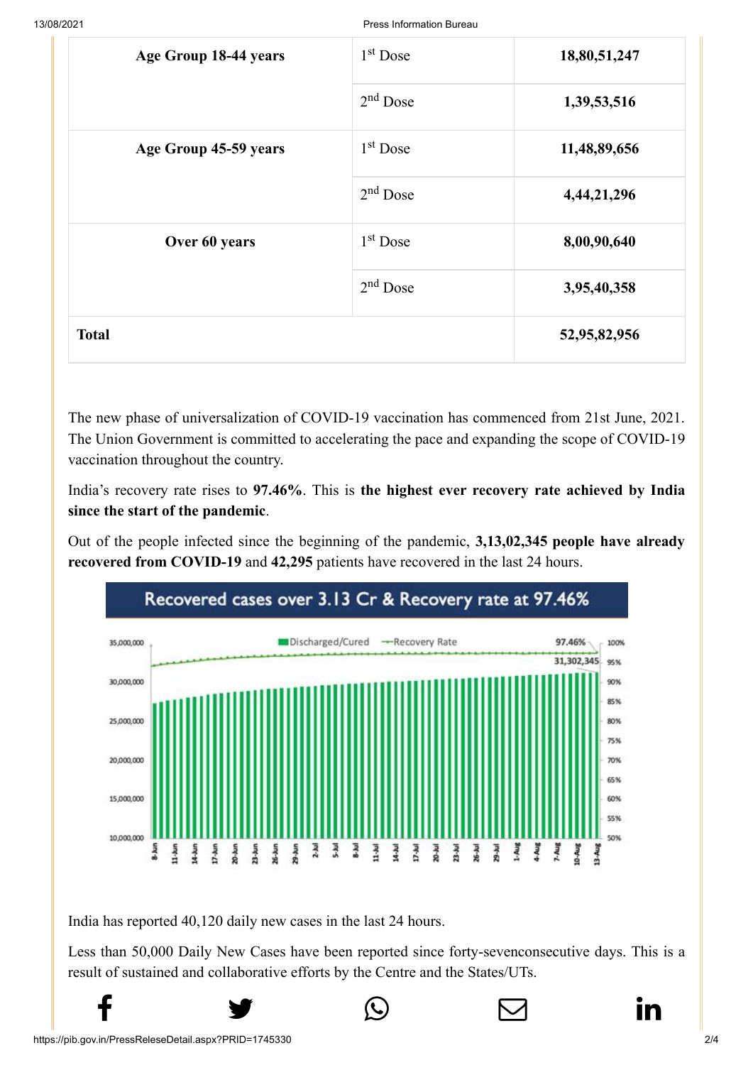| Age Group 18-44 years | 1st Dose | 18,80,51,247 |
|---|---|---|
| | 2nd Dose | 1,39,53,516 |
| Age Group 45-59 years | 1st Dose | 11,48,89,656 |
| | 2nd Dose | 4,44,21,296 |
| Over 60 years | 1st Dose | 8,00,90,640 |
| | 2nd Dose | 3,95,40,358 |
| **Total** | | **52,95,82,956** |

The new phase of universalization of COVID-19 vaccination has commenced from 21st June, 2021. The Union Government is committed to accelerating the pace and expanding the scope of COVID-19 vaccination throughout the country.

India's recovery rate rises to **97.46%**. This is **the highest ever recovery rate achieved by India since the start of the pandemic**.

Out of the people infected since the beginning of the pandemic, **3,13,02,345 people have already recovered from COVID-19** and **42,295** patients have recovered in the last 24 hours.

India has reported 40,120 daily new cases in the last 24 hours.

Less than 50,000 Daily New Cases have been reported since forty-sevenconsecutive days. This is a result of sustained and collaborative efforts by the Centre and the States/UTs.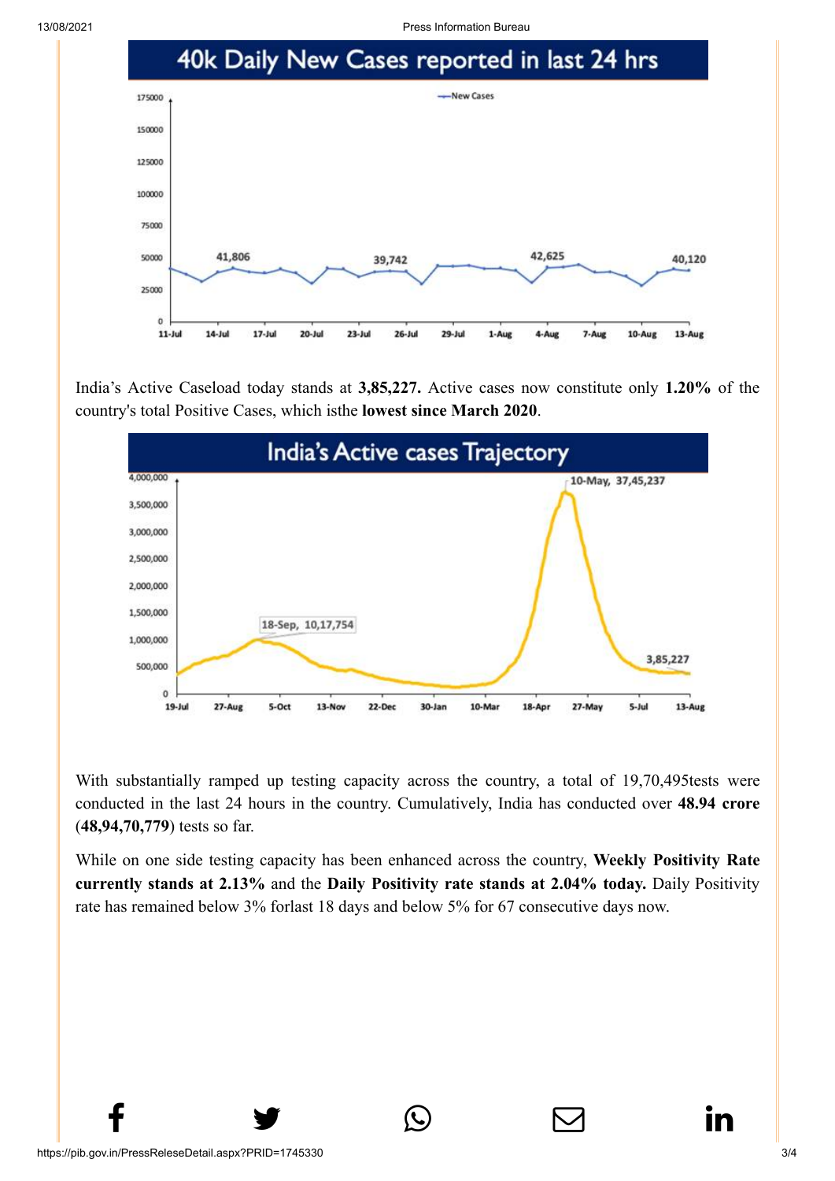**40k Daily New Cases reported in last 24 hrs**

India's Active Caseload today stands at **3,85,227.** Active cases now constitute only **1.20%** of the country's total Positive Cases, which isthe **lowest since March 2020**.

**India's Active cases Trajectory**

With substantially ramped up testing capacity across the country, a total of 19,70,495tests were conducted in the last 24 hours in the country. Cumulatively, India has conducted over **48.94 crore** (**48,94,70,779**) tests so far.

While on one side testing capacity has been enhanced across the country, **Weekly Positivity Rate currently stands at 2.13%** and the **Daily Positivity rate stands at 2.04% today.** Daily Positivity rate has remained below 3% forlast 18 days and below 5% for 67 consecutive days now.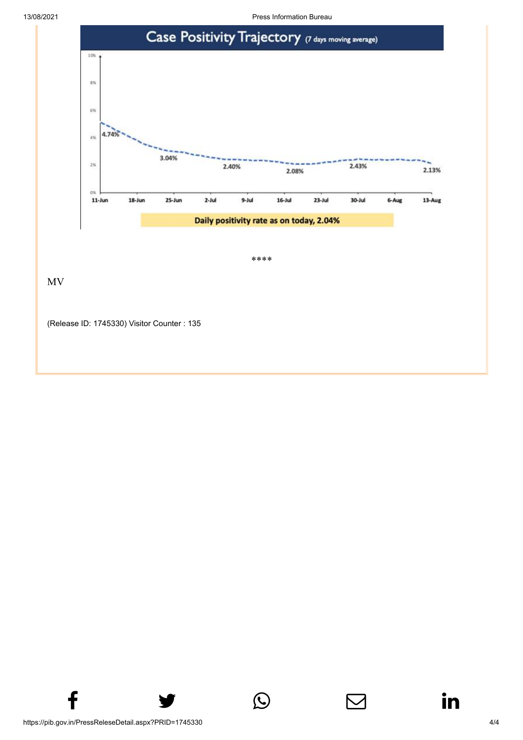Case Positivity Trajectory (7 days moving average)

10%

8%

6%

4%

2%

0%

4.74%

3.04%

2.40%

2.08%

2.43%

2.13%

11-Jun 18-Jun 25-Jun 2-Jul 9-Jul 16-Jul 23-Jul 30-Jul 6-Aug 13-Aug

Daily positivity rate as on today, 2.04%

****

MV

(Release ID: 1745330) Visitor Counter : 135